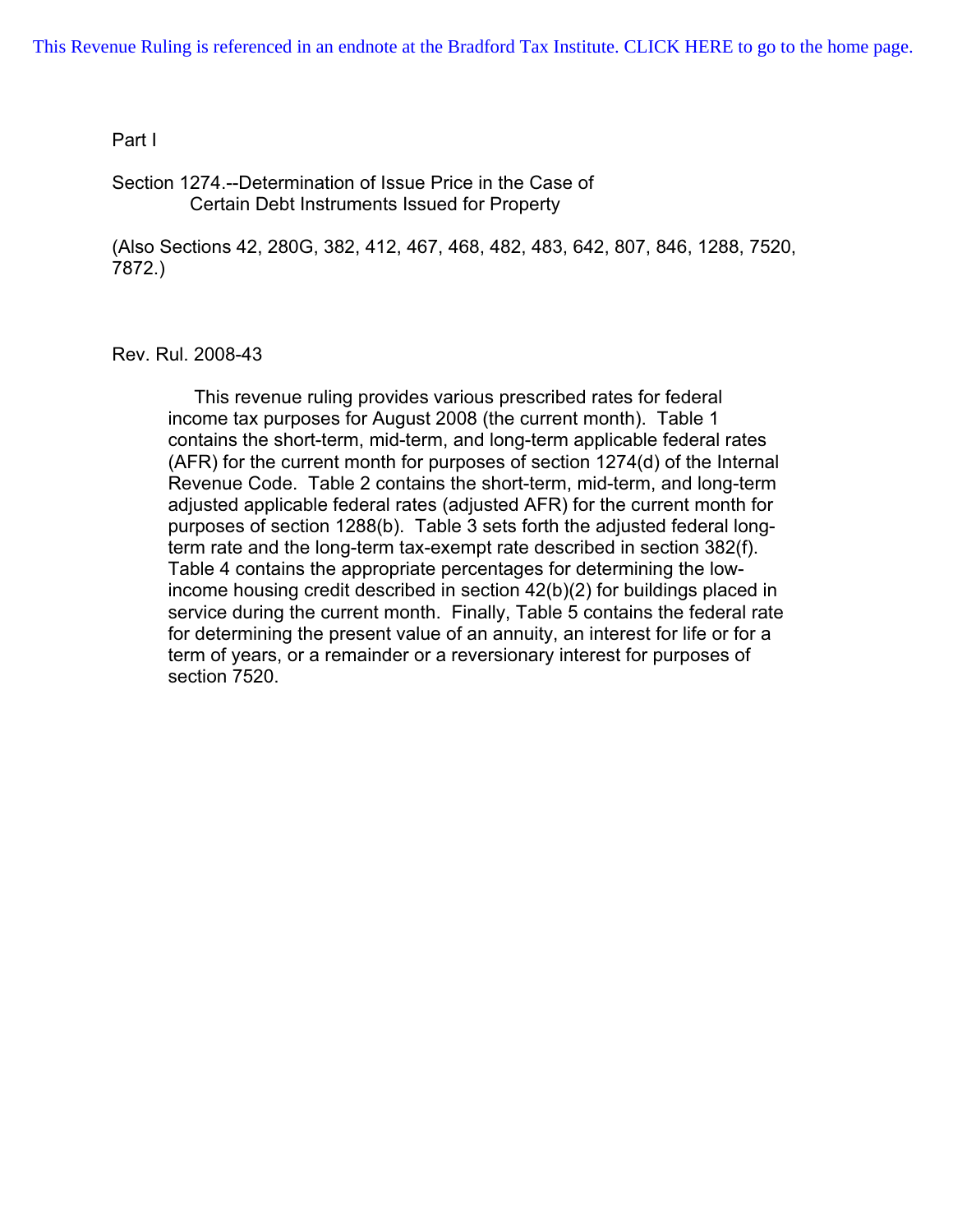This Revenue Ruling is referenced in an endnote at the Bradford Tax Institute. CLICK HERE to go to the home page.

Part I

Section 1274.--Determination of Issue Price in the Case of Certain Debt Instruments Issued for Property

(Also Sections 42, 280G, 382, 412, 467, 468, 482, 483, 642, 807, 846, 1288, 7520, 7872.)

Rev. Rul. 2008-43

This revenue ruling provides various prescribed rates for federal income tax purposes for August 2008 (the current month). Table 1 contains the short-term, mid-term, and long-term applicable federal rates (AFR) for the current month for purposes of section 1274(d) of the Internal Revenue Code. Table 2 contains the short-term, mid-term, and long-term adjusted applicable federal rates (adjusted AFR) for the current month for purposes of section 1288(b). Table 3 sets forth the adjusted federal long-term rate and the long-term tax-exempt rate described in section 382(f). Table 4 contains the appropriate percentages for determining the low-income housing credit described in section 42(b)(2) for buildings placed in service during the current month. Finally, Table 5 contains the federal rate for determining the present value of an annuity, an interest for life or for a term of years, or a remainder or a reversionary interest for purposes of section 7520.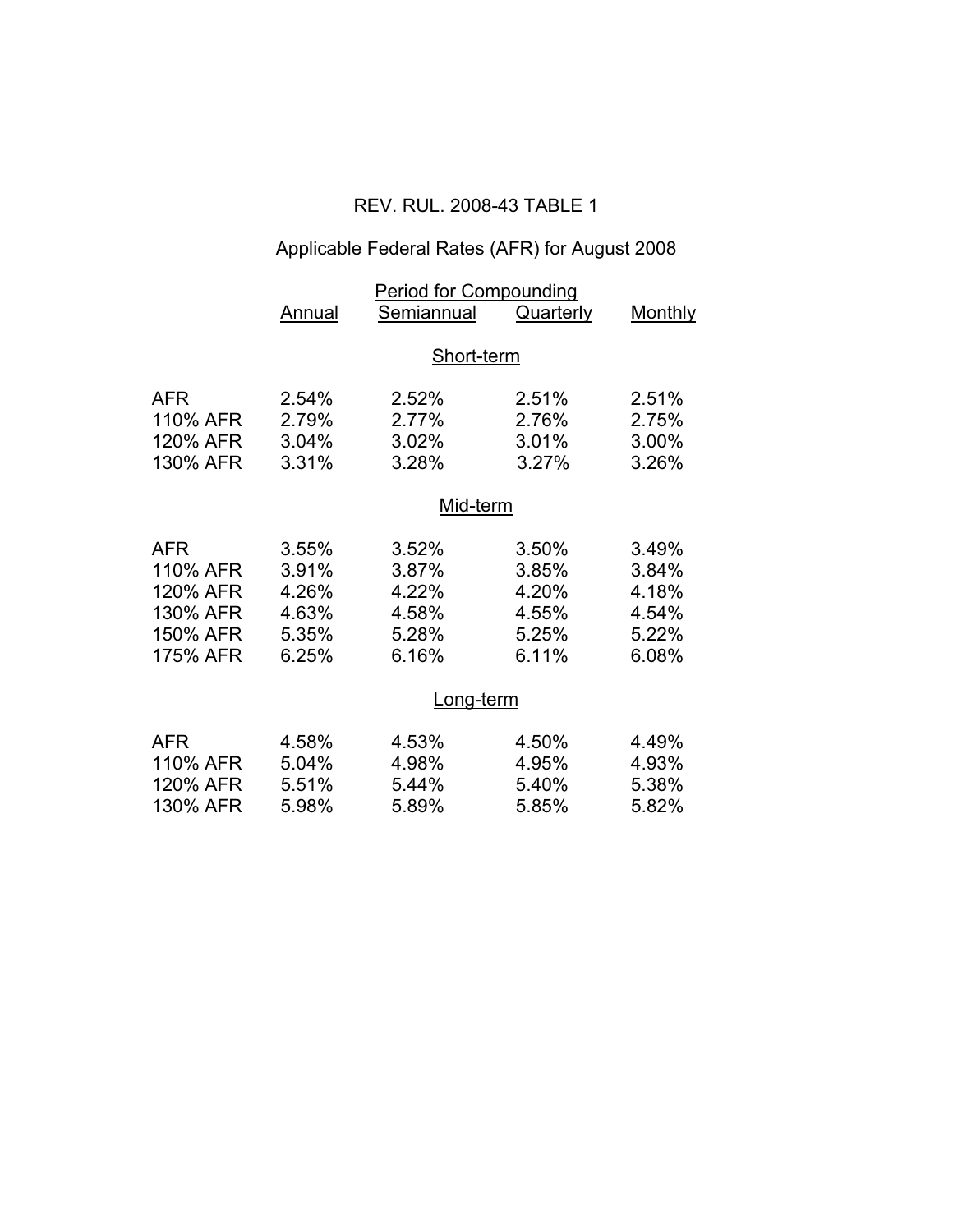# REV. RUL. 2008-43 TABLE 1

## Applicable Federal Rates (AFR) for August 2008

| | Period for Compounding | | | |
|---|---|---|---|---|
| | Annual | Semiannual | Quarterly | Monthly |
| **Short-term** | | | | |
| AFR | 2.54% | 2.52% | 2.51% | 2.51% |
| 110% AFR | 2.79% | 2.77% | 2.76% | 2.75% |
| 120% AFR | 3.04% | 3.02% | 3.01% | 3.00% |
| 130% AFR | 3.31% | 3.28% | 3.27% | 3.26% |
| **Mid-term** | | | | |
| AFR | 3.55% | 3.52% | 3.50% | 3.49% |
| 110% AFR | 3.91% | 3.87% | 3.85% | 3.84% |
| 120% AFR | 4.26% | 4.22% | 4.20% | 4.18% |
| 130% AFR | 4.63% | 4.58% | 4.55% | 4.54% |
| 150% AFR | 5.35% | 5.28% | 5.25% | 5.22% |
| 175% AFR | 6.25% | 6.16% | 6.11% | 6.08% |
| **Long-term** | | | | |
| AFR | 4.58% | 4.53% | 4.50% | 4.49% |
| 110% AFR | 5.04% | 4.98% | 4.95% | 4.93% |
| 120% AFR | 5.51% | 5.44% | 5.40% | 5.38% |
| 130% AFR | 5.98% | 5.89% | 5.85% | 5.82% |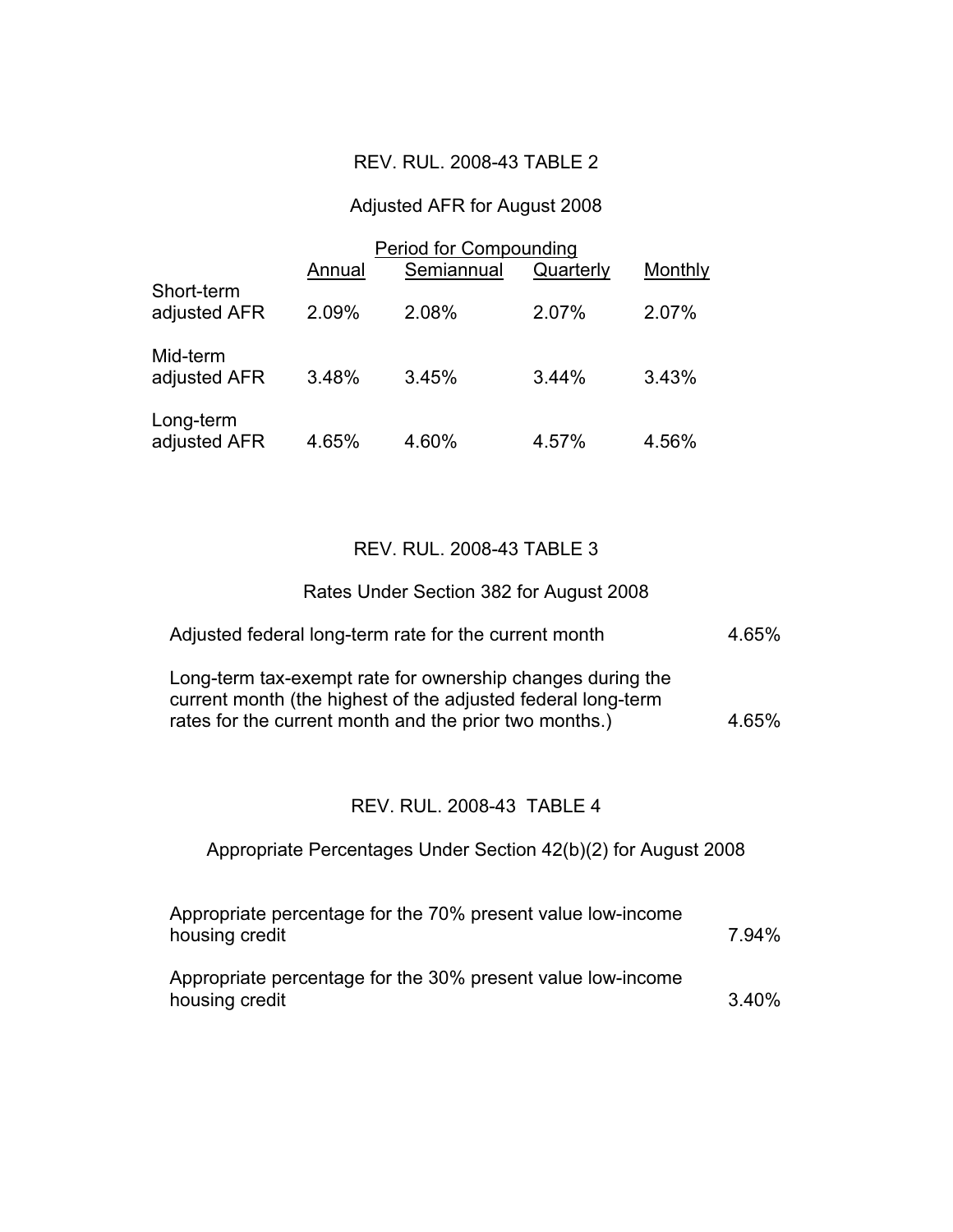## REV. RUL. 2008-43 TABLE 2

### Adjusted AFR for August 2008

| | Period for Compounding | | | |
|---|---|---|---|---|
| | Annual | Semiannual | Quarterly | Monthly |
| Short-term adjusted AFR | 2.09% | 2.08% | 2.07% | 2.07% |
| Mid-term adjusted AFR | 3.48% | 3.45% | 3.44% | 3.43% |
| Long-term adjusted AFR | 4.65% | 4.60% | 4.57% | 4.56% |

## REV. RUL. 2008-43 TABLE 3

### Rates Under Section 382 for August 2008

| | |
|---|---|
| Adjusted federal long-term rate for the current month | 4.65% |
| Long-term tax-exempt rate for ownership changes during the current month (the highest of the adjusted federal long-term rates for the current month and the prior two months.) | 4.65% |

## REV. RUL. 2008-43 TABLE 4

### Appropriate Percentages Under Section 42(b)(2) for August 2008

| | |
|---|---|
| Appropriate percentage for the 70% present value low-income housing credit | 7.94% |
| Appropriate percentage for the 30% present value low-income housing credit | 3.40% |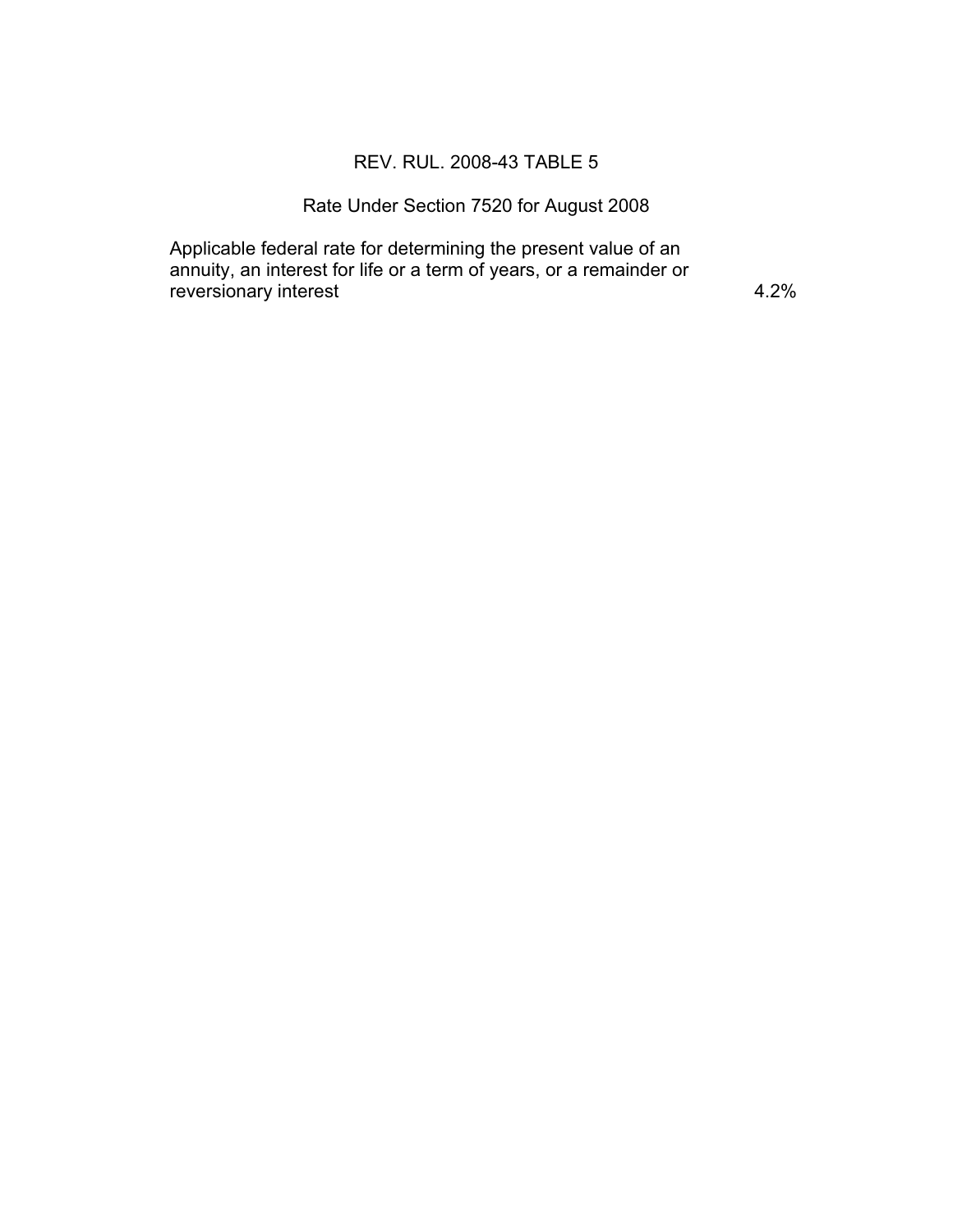REV. RUL. 2008-43 TABLE 5

Rate Under Section 7520 for August 2008

| | |
|---|---|
| Applicable federal rate for determining the present value of an annuity, an interest for life or a term of years, or a remainder or reversionary interest | 4.2% |